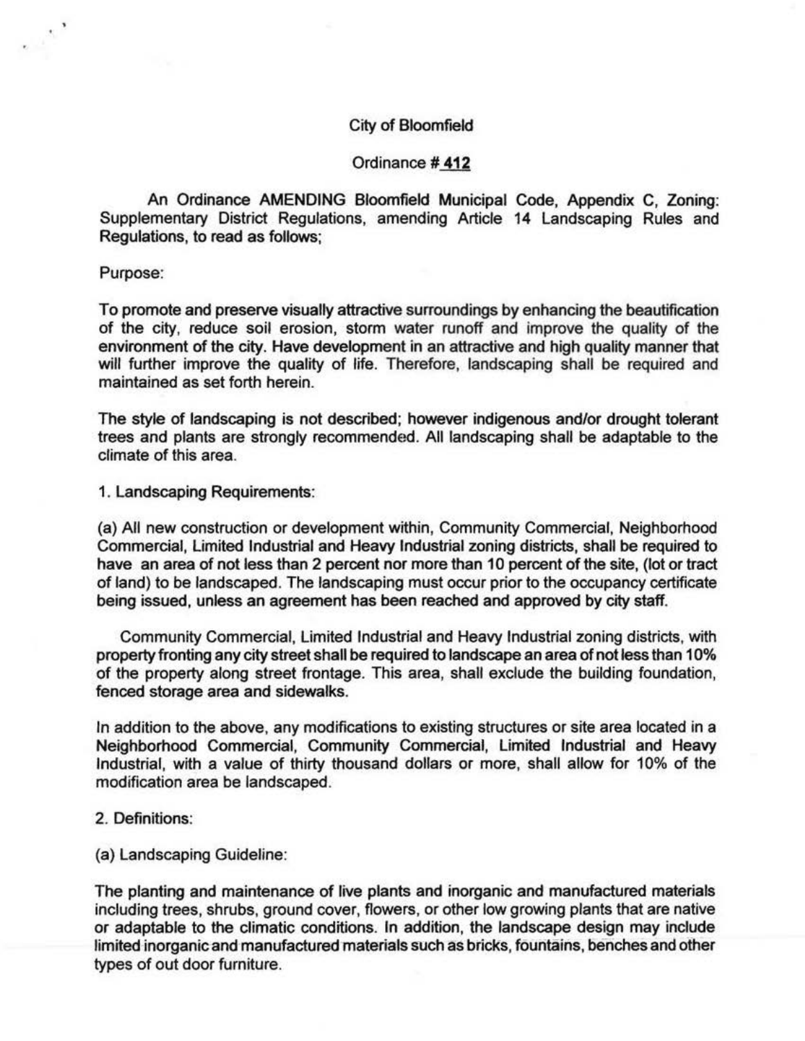City of Bloomfield

Ordinance # **412**

An Ordinance AMENDING Bloomfield Municipal Code, Appendix C, Zoning: Supplementary District Regulations, amending Article 14 Landscaping Rules and Regulations, to read as follows;

Purpose:

To promote and preserve visually attractive surroundings by enhancing the beautification of the city, reduce soil erosion, storm water runoff and improve the quality of the environment of the city. Have development in an attractive and high quality manner that will further improve the quality of life. Therefore, landscaping shall be required and maintained as set forth herein.

The style of landscaping is not described; however indigenous and/or drought tolerant trees and plants are strongly recommended. All landscaping shall be adaptable to the climate of this area.

1. Landscaping Requirements:

(a) All new construction or development within, Community Commercial, Neighborhood Commercial, Limited Industrial and Heavy Industrial zoning districts, shall be required to have an area of not less than 2 percent nor more than 10 percent of the site, (lot or tract of land) to be landscaped. The landscaping must occur prior to the occupancy certificate being issued, unless an agreement has been reached and approved by city staff.

Community Commercial, Limited Industrial and Heavy Industrial zoning districts, with property fronting any city street shall be required to landscape an area of not less than 10% of the property along street frontage. This area, shall exclude the building foundation, fenced storage area and sidewalks.

In addition to the above, any modifications to existing structures or site area located in a Neighborhood Commercial, Community Commercial, Limited Industrial and Heavy Industrial, with a value of thirty thousand dollars or more, shall allow for 10% of the modification area be landscaped.

2. Definitions:

(a) Landscaping Guideline:

The planting and maintenance of live plants and inorganic and manufactured materials including trees, shrubs, ground cover, flowers, or other low growing plants that are native or adaptable to the climatic conditions. In addition, the landscape design may include limited inorganic and manufactured materials such as bricks, fountains, benches and other types of out door furniture.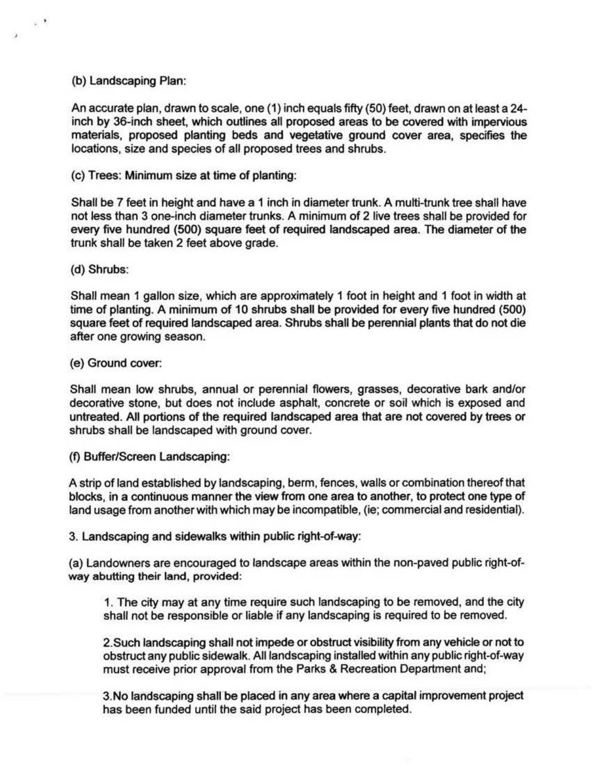(b) Landscaping Plan:

An accurate plan, drawn to scale, one (1) inch equals fifty (50) feet, drawn on at least a 24-inch by 36-inch sheet, which outlines all proposed areas to be covered with impervious materials, proposed planting beds and vegetative ground cover area, specifies the locations, size and species of all proposed trees and shrubs.

(c) Trees: Minimum size at time of planting:

Shall be 7 feet in height and have a 1 inch in diameter trunk. A multi-trunk tree shall have not less than 3 one-inch diameter trunks. A minimum of 2 live trees shall be provided for every five hundred (500) square feet of required landscaped area. The diameter of the trunk shall be taken 2 feet above grade.

(d) Shrubs:

Shall mean 1 gallon size, which are approximately 1 foot in height and 1 foot in width at time of planting. A minimum of 10 shrubs shall be provided for every five hundred (500) square feet of required landscaped area. Shrubs shall be perennial plants that do not die after one growing season.

(e) Ground cover:

Shall mean low shrubs, annual or perennial flowers, grasses, decorative bark and/or decorative stone, but does not include asphalt, concrete or soil which is exposed and untreated. All portions of the required landscaped area that are not covered by trees or shrubs shall be landscaped with ground cover.

(f) Buffer/Screen Landscaping:

A strip of land established by landscaping, berm, fences, walls or combination thereof that blocks, in a continuous manner the view from one area to another, to protect one type of land usage from another with which may be incompatible, (ie; commercial and residential).

3. Landscaping and sidewalks within public right-of-way:

(a) Landowners are encouraged to landscape areas within the non-paved public right-of-way abutting their land, provided:

> 1. The city may at any time require such landscaping to be removed, and the city shall not be responsible or liable if any landscaping is required to be removed.
>
> 2. Such landscaping shall not impede or obstruct visibility from any vehicle or not to obstruct any public sidewalk. All landscaping installed within any public right-of-way must receive prior approval from the Parks & Recreation Department and;
>
> 3. No landscaping shall be placed in any area where a capital improvement project has been funded until the said project has been completed.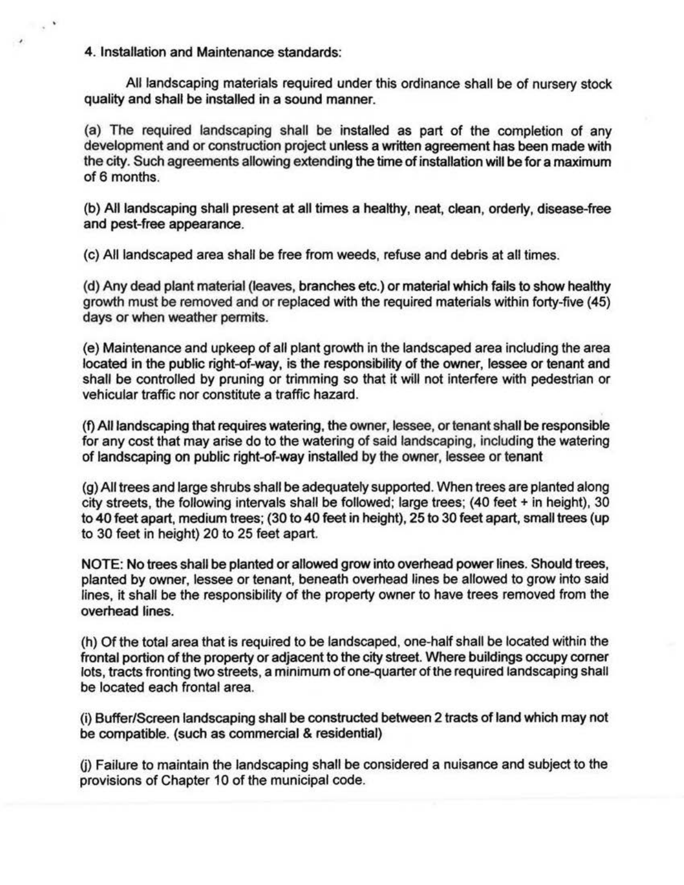4. Installation and Maintenance standards:

All landscaping materials required under this ordinance shall be of nursery stock quality and shall be installed in a sound manner.

(a) The required landscaping shall be installed as part of the completion of any development and or construction project unless a written agreement has been made with the city. Such agreements allowing extending the time of installation will be for a maximum of 6 months.

(b) All landscaping shall present at all times a healthy, neat, clean, orderly, disease-free and pest-free appearance.

(c) All landscaped area shall be free from weeds, refuse and debris at all times.

(d) Any dead plant material (leaves, branches etc.) or material which fails to show healthy growth must be removed and or replaced with the required materials within forty-five (45) days or when weather permits.

(e) Maintenance and upkeep of all plant growth in the landscaped area including the area located in the public right-of-way, is the responsibility of the owner, lessee or tenant and shall be controlled by pruning or trimming so that it will not interfere with pedestrian or vehicular traffic nor constitute a traffic hazard.

(f) All landscaping that requires watering, the owner, lessee, or tenant shall be responsible for any cost that may arise do to the watering of said landscaping, including the watering of landscaping on public right-of-way installed by the owner, lessee or tenant

(g) All trees and large shrubs shall be adequately supported. When trees are planted along city streets, the following intervals shall be followed; large trees; (40 feet + in height), 30 to 40 feet apart, medium trees; (30 to 40 feet in height), 25 to 30 feet apart, small trees (up to 30 feet in height) 20 to 25 feet apart.

NOTE: No trees shall be planted or allowed grow into overhead power lines. Should trees, planted by owner, lessee or tenant, beneath overhead lines be allowed to grow into said lines, it shall be the responsibility of the property owner to have trees removed from the overhead lines.

(h) Of the total area that is required to be landscaped, one-half shall be located within the frontal portion of the property or adjacent to the city street. Where buildings occupy corner lots, tracts fronting two streets, a minimum of one-quarter of the required landscaping shall be located each frontal area.

(i) Buffer/Screen landscaping shall be constructed between 2 tracts of land which may not be compatible. (such as commercial & residential)

(j) Failure to maintain the landscaping shall be considered a nuisance and subject to the provisions of Chapter 10 of the municipal code.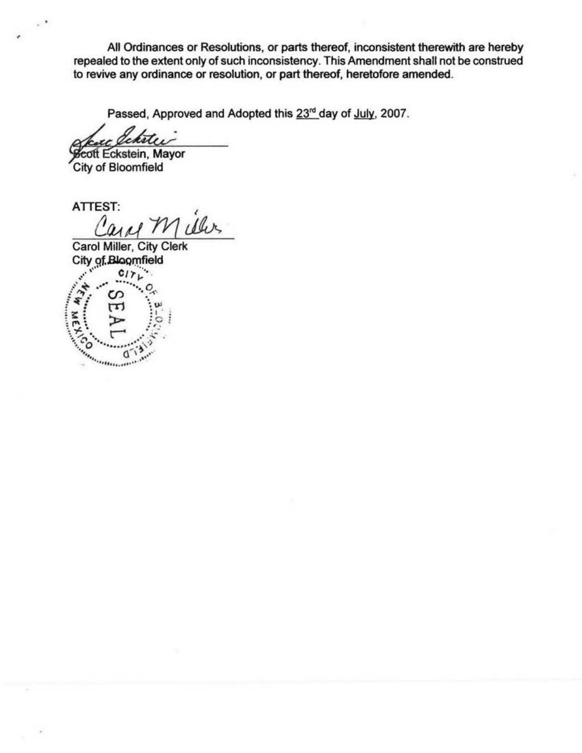All Ordinances or Resolutions, or parts thereof, inconsistent therewith are hereby repealed to the extent only of such inconsistency. This Amendment shall not be construed to revive any ordinance or resolution, or part thereof, heretofore amended.

Passed, Approved and Adopted this 23rd day of July, 2007.

Scott Eckstein, Mayor
City of Bloomfield

ATTEST:

Carol Miller, City Clerk
City of Bloomfield

CITY OF BLOOMFIELD NEW MEXICO SEAL